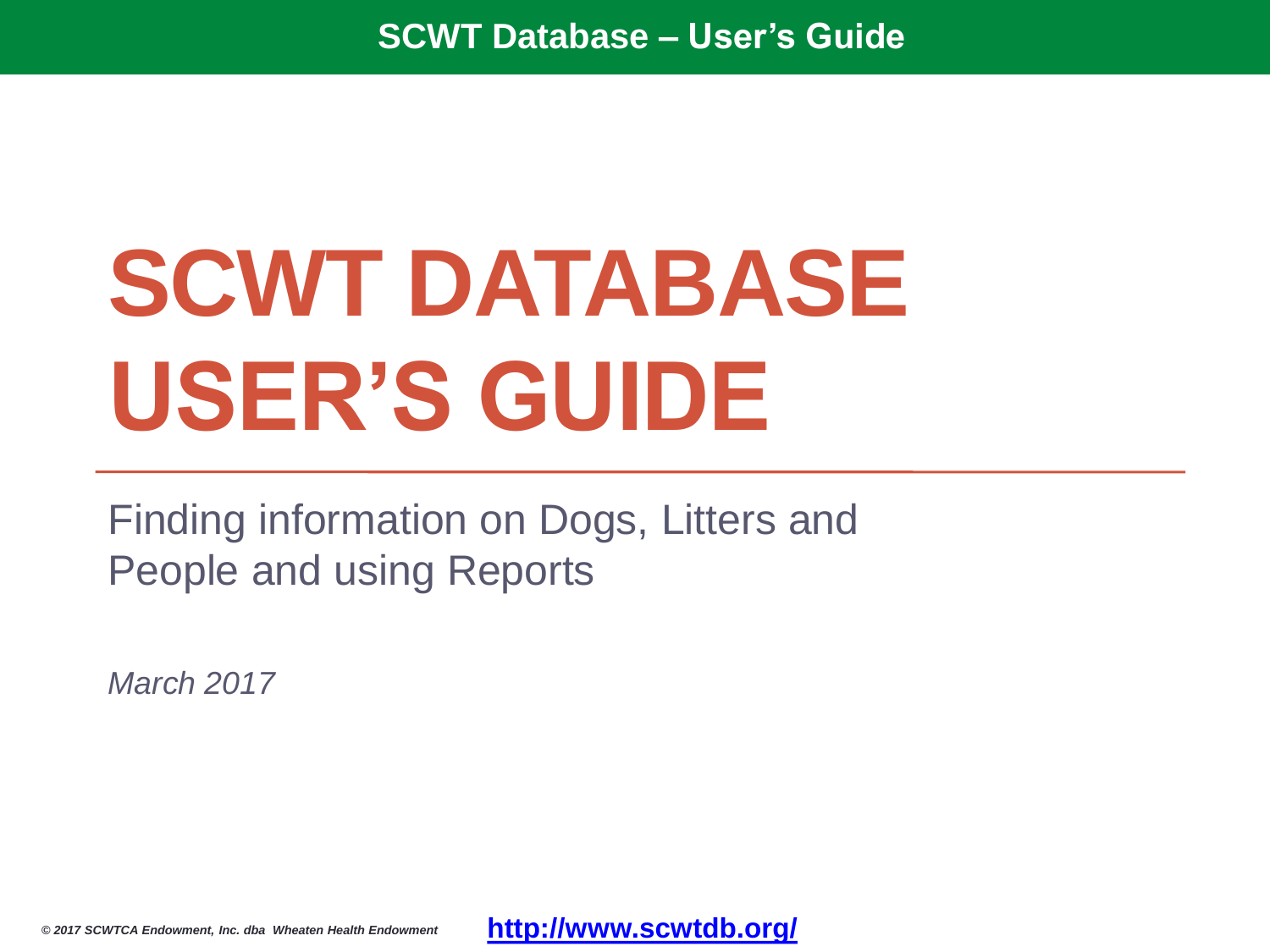# SCWT DATABASE USER'S GUIDE

Finding information on Dogs, Litters and People and using Reports

*March 2017*

*© 2017 SCWTCA Endowment, Inc. dba Wheaten Health Endowment*

**http://www.scwtdb.org/**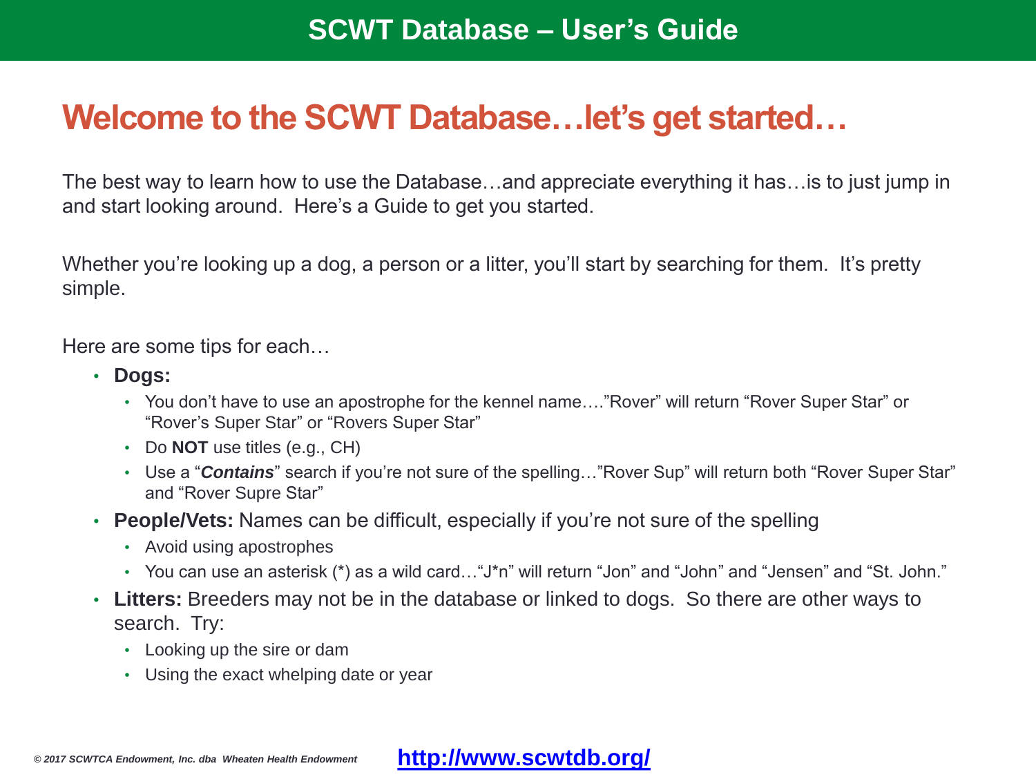# Welcome to the SCWT Database…let's get started…

The best way to learn how to use the Database…and appreciate everything it has…is to just jump in and start looking around. Here's a Guide to get you started.

Whether you're looking up a dog, a person or a litter, you'll start by searching for them. It's pretty simple.

Here are some tips for each…

- **Dogs:**
  - You don't have to use an apostrophe for the kennel name…."Rover" will return "Rover Super Star" or "Rover's Super Star" or "Rovers Super Star"
  - Do **NOT** use titles (e.g., CH)
  - Use a "***Contains***" search if you're not sure of the spelling…"Rover Sup" will return both "Rover Super Star" and "Rover Supre Star"
- **People/Vets:** Names can be difficult, especially if you're not sure of the spelling
  - Avoid using apostrophes
  - You can use an asterisk (*) as a wild card…"J*n" will return "Jon" and "John" and "Jensen" and "St. John."
- **Litters:** Breeders may not be in the database or linked to dogs. So there are other ways to search. Try:
  - Looking up the sire or dam
  - Using the exact whelping date or year

*© 2017 SCWTCA Endowment, Inc. dba Wheaten Health Endowment*

**http://www.scwtdb.org/**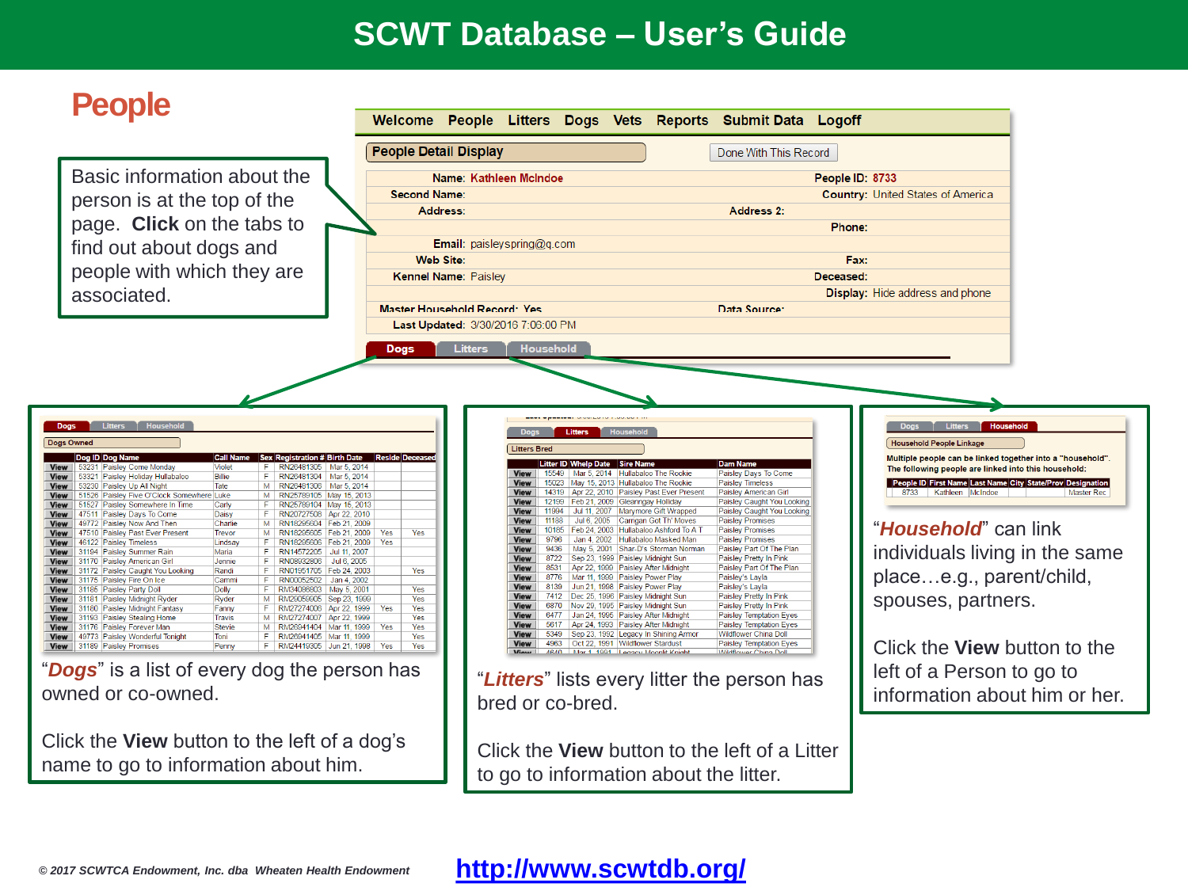# SCWT Database – User's Guide

## People

Basic information about the person is at the top of the page. **Click** on the tabs to find out about dogs and people with which they are associated.

Welcome | People | Litters | Dogs | Vets | Reports | Submit Data | Logoff

**People Detail Display** — Done With This Record

| | | | |
|---|---|---|---|
| Name: | Kathleen McIndoe | People ID: | 8733 |
| Second Name: | | Country: | United States of America |
| Address: | | Address 2: | |
| | | Phone: | |
| Email: | paisleyspring@q.com | | |
| Web Site: | | Fax: | |
| Kennel Name: | Paisley | Deceased: | |
| | | Display: | Hide address and phone |
| Master Household Record: | Yes | Data Source: | |
| Last Updated: | 3/30/2016 7:06:00 PM | | |

Dogs | Litters | Household

**Dogs Owned**

| | Dog ID | Dog Name | Call Name | Sex | Registration # | Birth Date | Reside | Deceased |
|---|---|---|---|---|---|---|---|---|
| View | 53231 | Paisley Come Monday | Violet | F | RN26481305 | Mar 5, 2014 | | |
| View | 53321 | Paisley Holiday Hullabaloo | Billie | F | RN26481304 | Mar 5, 2014 | | |
| View | 53230 | Paisley Up All Night | Tate | M | RN26481306 | Mar 5, 2014 | | |
| View | 51526 | Paisley Five O'Clock Somewhere | Luke | M | RN25789105 | May 15, 2013 | | |
| View | 51527 | Paisley Somewhere In Time | Carly | F | RN25789104 | May 15, 2013 | | |
| View | 47511 | Paisley Days To Come | Daisy | F | RN20727508 | Apr 22, 2010 | | |
| View | 49772 | Paisley Now And Then | Charlie | M | RN18295604 | Feb 21, 2009 | | |
| View | 47510 | Paisley Past Ever Present | Trevor | M | RN18295605 | Feb 21, 2009 | Yes | Yes |
| View | 46122 | Paisley Timeless | Lindsay | F | RN18295606 | Feb 21, 2009 | Yes | |
| View | 31194 | Paisley Summer Rain | Maria | F | RN14572205 | Jul 11, 2007 | | |
| View | 31170 | Paisley American Girl | Jennie | F | RN08932806 | Jul 6, 2005 | | |
| View | 31172 | Paisley Caught You Looking | Randi | F | RN01951705 | Feb 24, 2003 | | Yes |
| View | 31175 | Paisley Fire On Ice | Cammi | F | RN00052502 | Jan 4, 2002 | | |
| View | 31185 | Paisley Party Doll | Dolly | F | RM34098903 | May 5, 2001 | | Yes |
| View | 31181 | Paisley Midnight Ryder | Ryder | M | RM29059905 | Sep 23, 1999 | | Yes |
| View | 31180 | Paisley Midnight Fantasy | Fanny | F | RM27274006 | Apr 22, 1999 | Yes | Yes |
| View | 31193 | Paisley Stealing Home | Travis | M | RM27274007 | Apr 22, 1999 | | Yes |
| View | 31176 | Paisley Forever Man | Stevie | M | RM26941404 | Mar 11, 1999 | Yes | Yes |
| View | 49773 | Paisley Wonderful Tonight | Toni | F | RM26941405 | Mar 11, 1999 | | Yes |
| View | 31189 | Paisley Promises | Penny | F | RM24419305 | Jun 21, 1998 | Yes | Yes |

"***Dogs***" is a list of every dog the person has owned or co-owned.

Click the **View** button to the left of a dog's name to go to information about him.

**Litters Bred**

| | Litter ID | Whelp Date | Sire Name | Dam Name |
|---|---|---|---|---|
| View | 15549 | Mar 5, 2014 | Hullabaloo The Rookie | Paisley Days To Come |
| View | 15023 | May 15, 2013 | Hullabaloo The Rookie | Paisley Timeless |
| View | 14319 | Apr 22, 2010 | Paisley Past Ever Present | Paisley American Girl |
| View | 12199 | Feb 21, 2009 | Gleanngay Holliday | Paisley Caught You Looking |
| View | 11994 | Jul 11, 2007 | Marymore Gift Wrapped | Paisley Caught You Looking |
| View | 11188 | Jul 6, 2005 | Carrigan Got Th' Moves | Paisley Promises |
| View | 10185 | Feb 24, 2003 | Hullabaloo Ashford To A T | Paisley Promises |
| View | 9796 | Jan 4, 2002 | Hullabaloo Masked Man | Paisley Promises |
| View | 9436 | May 5, 2001 | Shar-D's Storman Norman | Paisley Part Of The Plan |
| View | 8722 | Sep 23, 1999 | Paisley Midnight Sun | Paisley Pretty In Pink |
| View | 8531 | Apr 22, 1999 | Paisley After Midnight | Paisley Part Of The Plan |
| View | 8776 | Mar 11, 1999 | Paisley Power Play | Paisley's Layla |
| View | 8139 | Jun 21, 1998 | Paisley Power Play | Paisley's Layla |
| View | 7412 | Dec 25, 1996 | Paisley Midnight Sun | Paisley Pretty In Pink |
| View | 6870 | Nov 29, 1995 | Paisley Midnight Sun | Paisley Pretty In Pink |
| View | 6477 | Jan 24, 1995 | Paisley After Midnight | Paisley Temptation Eyes |
| View | 5617 | Apr 24, 1993 | Paisley After Midnight | Paisley Temptation Eyes |
| View | 5349 | Sep 23, 1992 | Legacy In Shining Armor | Wildflower China Doll |
| View | 4963 | Oct 22, 1991 | Wildflower Stardust | Paisley Temptation Eyes |
| View | 4640 | Mar 1, 1991 | Legacy Moonlit Knight | Wildflower China Doll |

"***Litters***" lists every litter the person has bred or co-bred.

Click the **View** button to the left of a Litter to go to information about the litter.

**Household People Linkage**

Multiple people can be linked together into a "household". The following people are linked into this household:

| People ID | First Name | Last Name | City | State/Prov | Designation |
|---|---|---|---|---|---|
| 8733 | Kathleen | McIndoe | | | Master Rec |

"***Household***" can link individuals living in the same place…e.g., parent/child, spouses, partners.

Click the **View** button to the left of a Person to go to information about him or her.

*© 2017 SCWTCA Endowment, Inc. dba Wheaten Health Endowment*

http://www.scwtdb.org/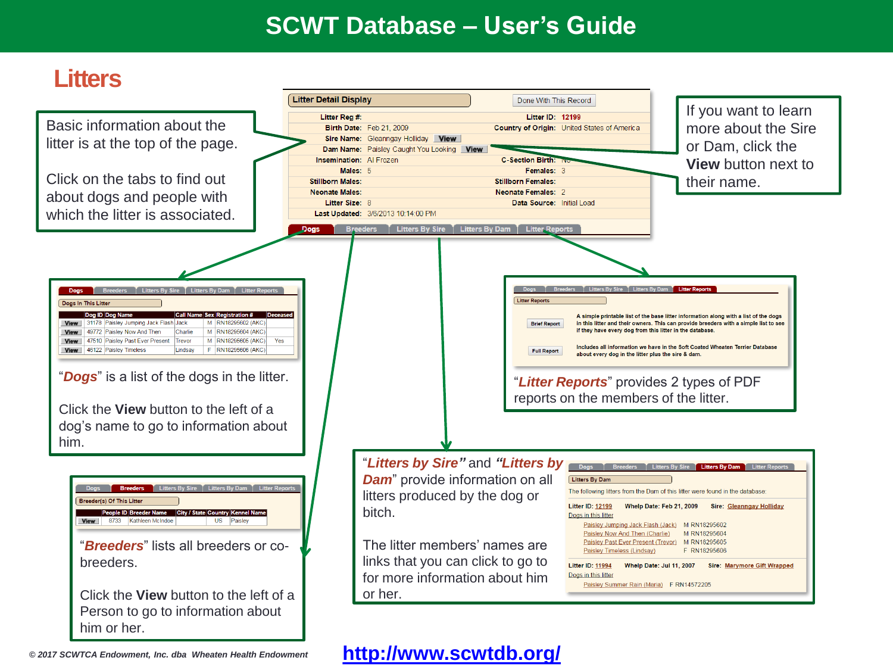# SCWT Database – User's Guide

## Litters

Basic information about the litter is at the top of the page.

Click on the tabs to find out about dogs and people with which the litter is associated.

**Litter Detail Display** — Done With This Record

| | | | |
|---|---|---|---|
| Litter Reg #: | | Litter ID: | 12199 |
| Birth Date: | Feb 21, 2009 | Country of Origin: | United States of America |
| Sire Name: | Gleanngay Holliday **View** | | |
| Dam Name: | Paisley Caught You Looking **View** | | |
| Insemination: | AI Frozen | C-Section Birth: | No |
| Males: | 5 | Females: | 3 |
| Stillborn Males: | | Stillborn Females: | |
| Neonate Males: | | Neonate Females: | 2 |
| Litter Size: | 8 | Data Source: | Initial Load |
| Last Updated: | 3/6/2013 10:14:00 PM | | |

Dogs | Breeders | Litters By Sire | Litters By Dam | Litter Reports

If you want to learn more about the Sire or Dam, click the **View** button next to their name.

Dogs In This Litter

| | Dog ID | Dog Name | Call Name | Sex | Registration # | Deceased |
|---|---|---|---|---|---|---|
| View | 31178 | Paisley Jumping Jack Flash | Jack | M | RN18295602 (AKC) | |
| View | 49772 | Paisley Now And Then | Charlie | M | RN18295604 (AKC) | |
| View | 47510 | Paisley Past Ever Present | Trevor | M | RN18295605 (AKC) | Yes |
| View | 46122 | Paisley Timeless | Lindsay | F | RN18295606 (AKC) | |

"***Dogs***" is a list of the dogs in the litter.

Click the **View** button to the left of a dog's name to go to information about him.

Litter Reports

| | |
|---|---|
| Brief Report | A simple printable list of the base litter information along with a list of the dogs in this litter and their owners. This can provide breeders with a simple list to see if they have every dog from this litter in the database. |
| Full Report | Includes all information we have in the Soft Coated Wheaten Terrier Database about every dog in the litter plus the sire & dam. |

"***Litter Reports***" provides 2 types of PDF reports on the members of the litter.

Breeder(s) Of This Litter

| | People ID | Breeder Name | City / State | Country | Kennel Name |
|---|---|---|---|---|---|
| View | 8733 | Kathleen McIndoe | | US | Paisley |

"***Breeders***" lists all breeders or co-breeders.

Click the **View** button to the left of a Person to go to information about him or her.

"***Litters by Sire***" and "***Litters by Dam***" provide information on all litters produced by the dog or bitch.

The litter members' names are links that you can click to go to for more information about him or her.

Litters By Dam

The following litters from the Dam of this litter were found in the database:

**Litter ID:** 12199 **Whelp Date:** Feb 21, 2009 **Sire:** Gleanngay Holliday
Dogs in this litter
- Paisley Jumping Jack Flash (Jack) M RN18295602
- Paisley Now And Then (Charlie) M RN18295604
- Paisley Past Ever Present (Trevor) M RN18295605
- Paisley Timeless (Lindsay) F RN18295606

**Litter ID:** 11994 **Whelp Date:** Jul 11, 2007 **Sire:** Marymore Gift Wrapped
Dogs in this litter
- Paisley Summer Rain (Maria) F RN14572205

*© 2017 SCWTCA Endowment, Inc. dba Wheaten Health Endowment*

http://www.scwtdb.org/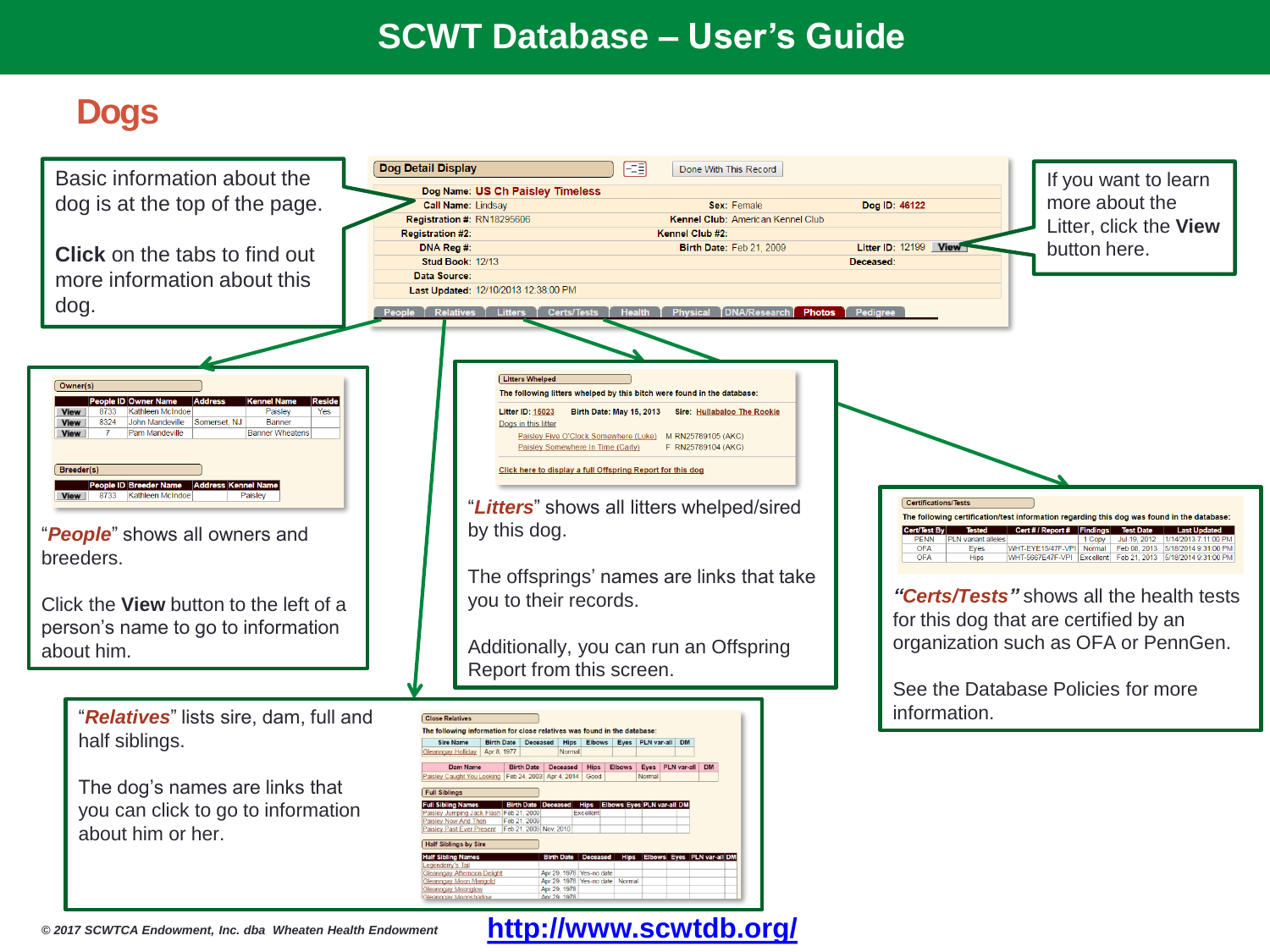# SCWT Database – User's Guide

## Dogs

Basic information about the dog is at the top of the page.

**Click** on the tabs to find out more information about this dog.

**Dog Detail Display** — Done With This Record

| | | | | | |
|---|---|---|---|---|---|
| Dog Name: | US Ch Paisley Timeless | | | | |
| Call Name: | Lindsay | Sex: | Female | Dog ID: | 46122 |
| Registration #: | RN18295606 | Kennel Club: | American Kennel Club | | |
| Registration #2: | | Kennel Club #2: | | | |
| DNA Reg #: | | Birth Date: | Feb 21, 2009 | Litter ID: | 12199 View |
| Stud Book: | 12/13 | | | Deceased: | |
| Data Source: | | | | | |
| Last Updated: | 12/10/2013 12:38:00 PM | | | | |

People | Relatives | Litters | Certs/Tests | Health | Physical | DNA/Research | Photos | Pedigree

If you want to learn more about the Litter, click the **View** button here.

**Owner(s)**

| | People ID | Owner Name | Address | Kennel Name | Reside |
|---|---|---|---|---|---|
| View | 8733 | Kathleen McIndoe | | Paisley | Yes |
| View | 8324 | John Mandeville | Somerset, NJ | Banner | |
| View | 7 | Pam Mandeville | | Banner Wheatens | |

**Breeder(s)**

| | People ID | Breeder Name | Address | Kennel Name |
|---|---|---|---|---|
| View | 8733 | Kathleen McIndoe | | Paisley |

"***People***" shows all owners and breeders.

Click the **View** button to the left of a person's name to go to information about him.

**Litters Whelped**

The following litters whelped by this bitch were found in the database:

Litter ID: 15023 Birth Date: May 15, 2013 Sire: Hullabaloo The Rookie

Dogs in this litter

- Paisley Five O'Clock Somewhere (Luke) M RN25789105 (AKC)
- Paisley Somewhere In Time (Carly) F RN25789104 (AKC)

Click here to display a full Offspring Report for this dog

"***Litters***" shows all litters whelped/sired by this dog.

The offsprings' names are links that take you to their records.

Additionally, you can run an Offspring Report from this screen.

**Certifications/Tests**

The following certification/test information regarding this dog was found in the database:

| Cert/Test By | Tested | Cert # / Report # | Findings | Test Date | Last Updated |
|---|---|---|---|---|---|
| PENN | PLN variant alleles | | 1 Copy | Jul 19, 2012 | 1/14/2013 7:11:00 PM |
| OFA | Eyes | WHT-EYE15/47F-VPI | Normal | Feb 08, 2013 | 5/18/2014 9:31:00 PM |
| OFA | Hips | WHT-5667E47F-VPI | Excellent | Feb 21, 2013 | 5/18/2014 9:31:00 PM |

"***Certs/Tests***" shows all the health tests for this dog that are certified by an organization such as OFA or PennGen.

See the Database Policies for more information.

"***Relatives***" lists sire, dam, full and half siblings.

The dog's names are links that you can click to go to information about him or her.

**Close Relatives**

The following information for close relatives was found in the database:

| Sire Name | Birth Date | Deceased | Hips | Elbows | Eyes | PLN var-all | DM |
|---|---|---|---|---|---|---|---|
| Gleanngay Holliday | Apr 8, 1977 | | Normal | | | | |

| Dam Name | Birth Date | Deceased | Hips | Elbows | Eyes | PLN var-all | DM |
|---|---|---|---|---|---|---|---|
| Paisley Caught You Looking | Feb 24, 2003 | Apr 4, 2014 | Good | | Normal | | |

**Full Siblings**

| Full Sibling Names | Birth Date | Deceased | Hips | Elbows | Eyes | PLN var-all | DM |
|---|---|---|---|---|---|---|---|
| Paisley Jumping Jack Flash | Feb 21, 2009 | | Excellent | | | | |
| Paisley Now And Then | Feb 21, 2009 | | | | | | |
| Paisley Past Ever Present | Feb 21, 2009 | Nov, 2010 | | | | | |

**Half Siblings by Sire**

| Half Sibling Names | Birth Date | Deceased | Hips | Elbows | Eyes | PLN var-all | DM |
|---|---|---|---|---|---|---|---|
| Legendery's Tail | | | | | | | |
| Gleanngay Afternoon Delight | Apr 29, 1978 | Yes-no date | | | | | |
| Gleanngay Moon Marigold | Apr 29, 1978 | Yes-no date | Normal | | | | |
| Gleanngay Moonglow | Apr 29, 1978 | | | | | | |
| Gleanngay Moonshadow | Apr 29, 1978 | | | | | | |

*© 2017 SCWTCA Endowment, Inc. dba Wheaten Health Endowment*

http://www.scwtdb.org/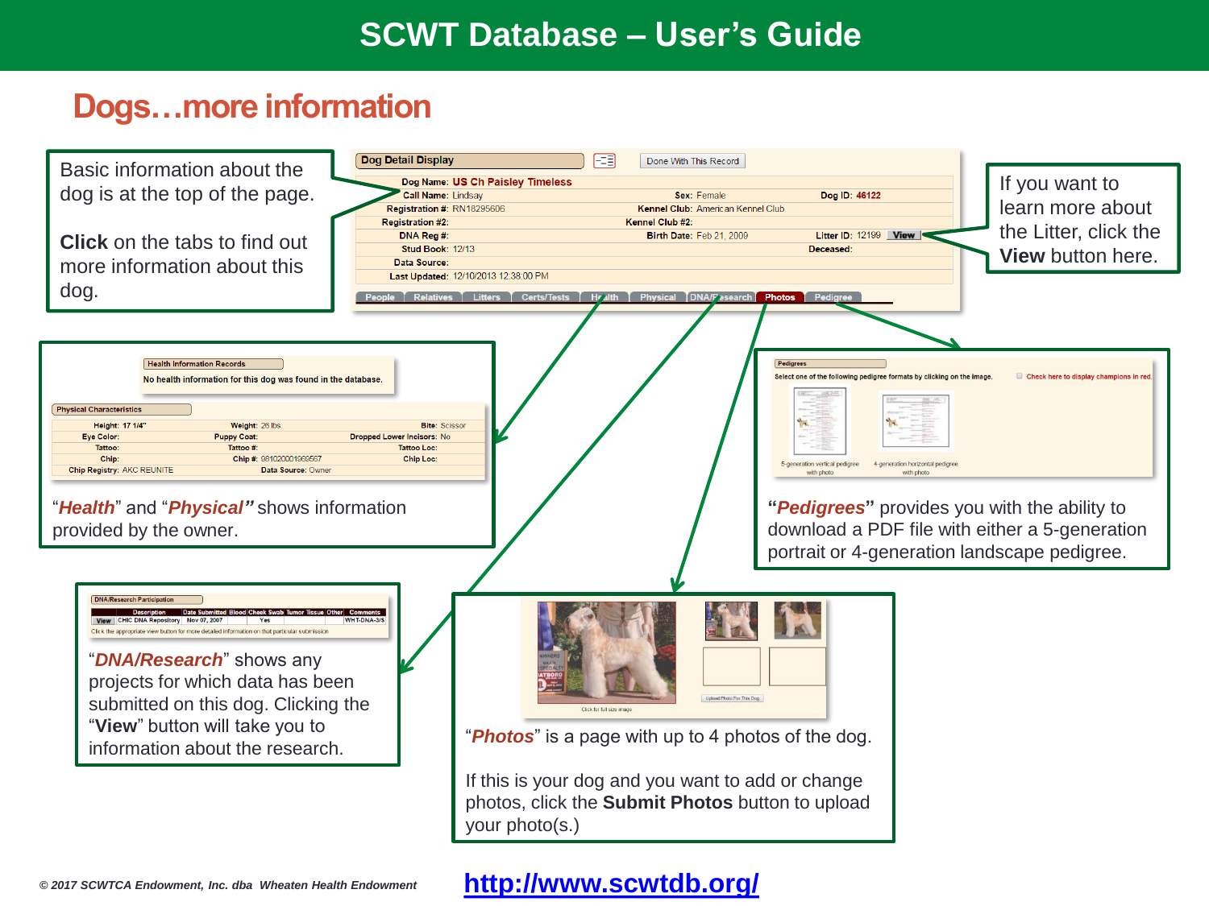# SCWT Database – User's Guide

## Dogs…more information

Basic information about the dog is at the top of the page.

**Click** on the tabs to find out more information about this dog.

| | | | | | |
|---|---|---|---|---|---|
| **Dog Name:** | US Ch Paisley Timeless | | | | |
| **Call Name:** | Lindsay | **Sex:** | Female | **Dog ID:** | 46122 |
| **Registration #:** | RN18295606 | **Kennel Club:** | American Kennel Club | | |
| **Registration #2:** | | **Kennel Club #2:** | | | |
| **DNA Reg #:** | | **Birth Date:** | Feb 21, 2009 | **Litter ID:** | 12199 View |
| **Stud Book:** | 12/13 | | | **Deceased:** | |
| **Data Source:** | | | | | |
| **Last Updated:** | 12/10/2013 12:38:00 PM | | | | |

Tabs: People | Relatives | Litters | Certs/Tests | Health | Physical | DNA/Research | Photos | Pedigree

If you want to learn more about the Litter, click the **View** button here.

"***Health***" and "***Physical***" shows information provided by the owner.

"***Pedigrees***" provides you with the ability to download a PDF file with either a 5-generation portrait or 4-generation landscape pedigree.

"***DNA/Research***" shows any projects for which data has been submitted on this dog. Clicking the "**View**" button will take you to information about the research.

"***Photos***" is a page with up to 4 photos of the dog.

If this is your dog and you want to add or change photos, click the **Submit Photos** button to upload your photo(s.)

*© 2017 SCWTCA Endowment, Inc. dba Wheaten Health Endowment*

http://www.scwtdb.org/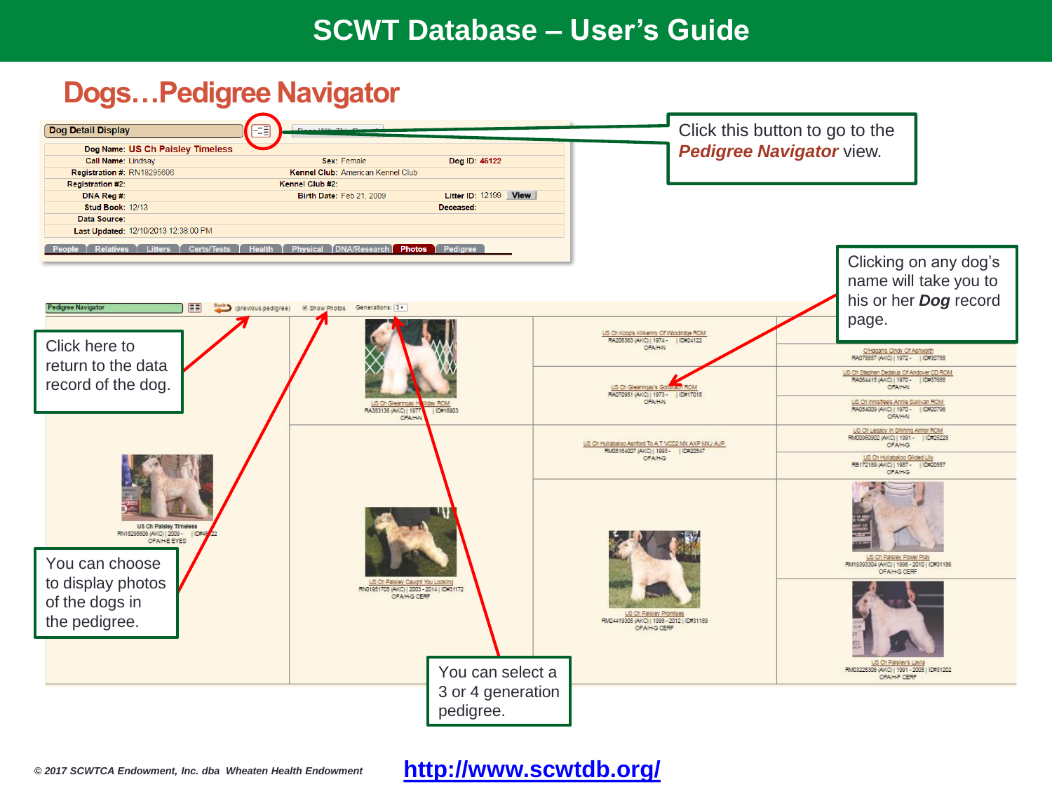# SCWT Database – User's Guide

## Dogs…Pedigree Navigator

Click this button to go to the ***Pedigree Navigator*** view.

Clicking on any dog's name will take you to his or her ***Dog*** record page.

Click here to return to the data record of the dog.

You can choose to display photos of the dogs in the pedigree.

You can select a 3 or 4 generation pedigree.

© 2017 SCWTCA Endowment, Inc. dba Wheaten Health Endowment

http://www.scwtdb.org/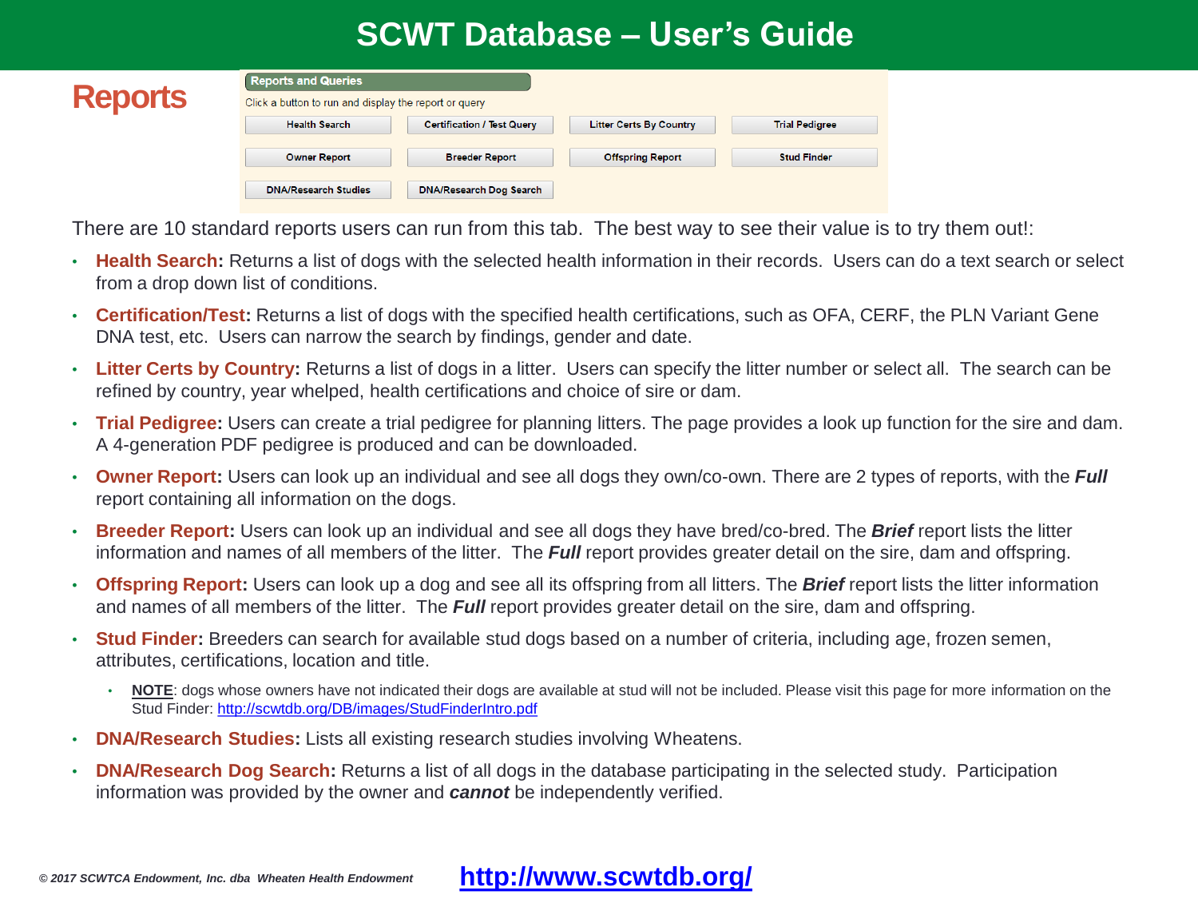# SCWT Database – User's Guide

## Reports

**Reports and Queries**

Click a button to run and display the report or query

| | | | |
|---|---|---|---|
| Health Search | Certification / Test Query | Litter Certs By Country | Trial Pedigree |
| Owner Report | Breeder Report | Offspring Report | Stud Finder |
| DNA/Research Studies | DNA/Research Dog Search | | |

There are 10 standard reports users can run from this tab. The best way to see their value is to try them out!:

- **Health Search:** Returns a list of dogs with the selected health information in their records. Users can do a text search or select from a drop down list of conditions.
- **Certification/Test:** Returns a list of dogs with the specified health certifications, such as OFA, CERF, the PLN Variant Gene DNA test, etc. Users can narrow the search by findings, gender and date.
- **Litter Certs by Country:** Returns a list of dogs in a litter. Users can specify the litter number or select all. The search can be refined by country, year whelped, health certifications and choice of sire or dam.
- **Trial Pedigree:** Users can create a trial pedigree for planning litters. The page provides a look up function for the sire and dam. A 4-generation PDF pedigree is produced and can be downloaded.
- **Owner Report:** Users can look up an individual and see all dogs they own/co-own. There are 2 types of reports, with the ***Full*** report containing all information on the dogs.
- **Breeder Report:** Users can look up an individual and see all dogs they have bred/co-bred. The ***Brief*** report lists the litter information and names of all members of the litter. The ***Full*** report provides greater detail on the sire, dam and offspring.
- **Offspring Report:** Users can look up a dog and see all its offspring from all litters. The ***Brief*** report lists the litter information and names of all members of the litter. The ***Full*** report provides greater detail on the sire, dam and offspring.
- **Stud Finder:** Breeders can search for available stud dogs based on a number of criteria, including age, frozen semen, attributes, certifications, location and title.
  - **NOTE**: dogs whose owners have not indicated their dogs are available at stud will not be included. Please visit this page for more information on the Stud Finder: http://scwtdb.org/DB/images/StudFinderIntro.pdf
- **DNA/Research Studies:** Lists all existing research studies involving Wheatens.
- **DNA/Research Dog Search:** Returns a list of all dogs in the database participating in the selected study. Participation information was provided by the owner and ***cannot*** be independently verified.

*© 2017 SCWTCA Endowment, Inc. dba Wheaten Health Endowment*

http://www.scwtdb.org/